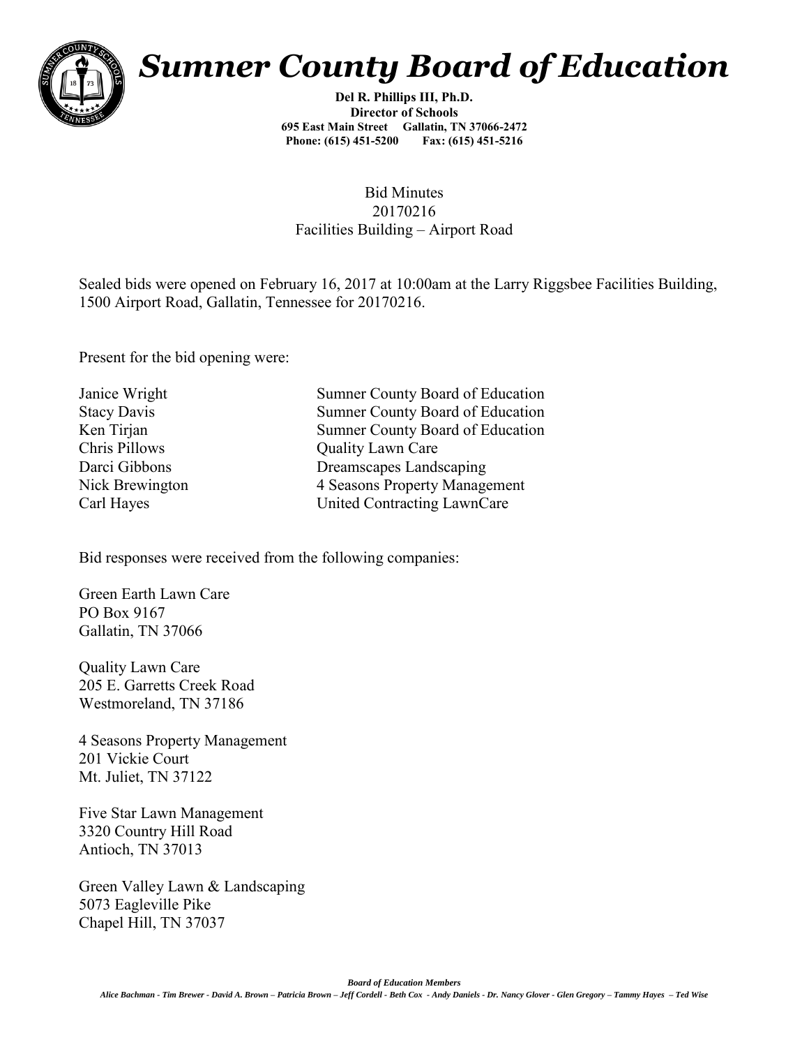# Sumner County Board of Education

**Del R. Phillips III, Ph.D.**
**Director of Schools**
**695 East Main Street Gallatin, TN 37066-2472**
**Phone: (615) 451-5200 Fax: (615) 451-5216**

Bid Minutes
20170216
Facilities Building – Airport Road

Sealed bids were opened on February 16, 2017 at 10:00am at the Larry Riggsbee Facilities Building, 1500 Airport Road, Gallatin, Tennessee for 20170216.

Present for the bid opening were:

| | |
|---|---|
| Janice Wright | Sumner County Board of Education |
| Stacy Davis | Sumner County Board of Education |
| Ken Tirjan | Sumner County Board of Education |
| Chris Pillows | Quality Lawn Care |
| Darci Gibbons | Dreamscapes Landscaping |
| Nick Brewington | 4 Seasons Property Management |
| Carl Hayes | United Contracting LawnCare |

Bid responses were received from the following companies:

Green Earth Lawn Care
PO Box 9167
Gallatin, TN 37066

Quality Lawn Care
205 E. Garretts Creek Road
Westmoreland, TN 37186

4 Seasons Property Management
201 Vickie Court
Mt. Juliet, TN 37122

Five Star Lawn Management
3320 Country Hill Road
Antioch, TN 37013

Green Valley Lawn & Landscaping
5073 Eagleville Pike
Chapel Hill, TN 37037

***Board of Education Members***
*Alice Bachman - Tim Brewer - David A. Brown – Patricia Brown – Jeff Cordell - Beth Cox - Andy Daniels - Dr. Nancy Glover - Glen Gregory – Tammy Hayes – Ted Wise*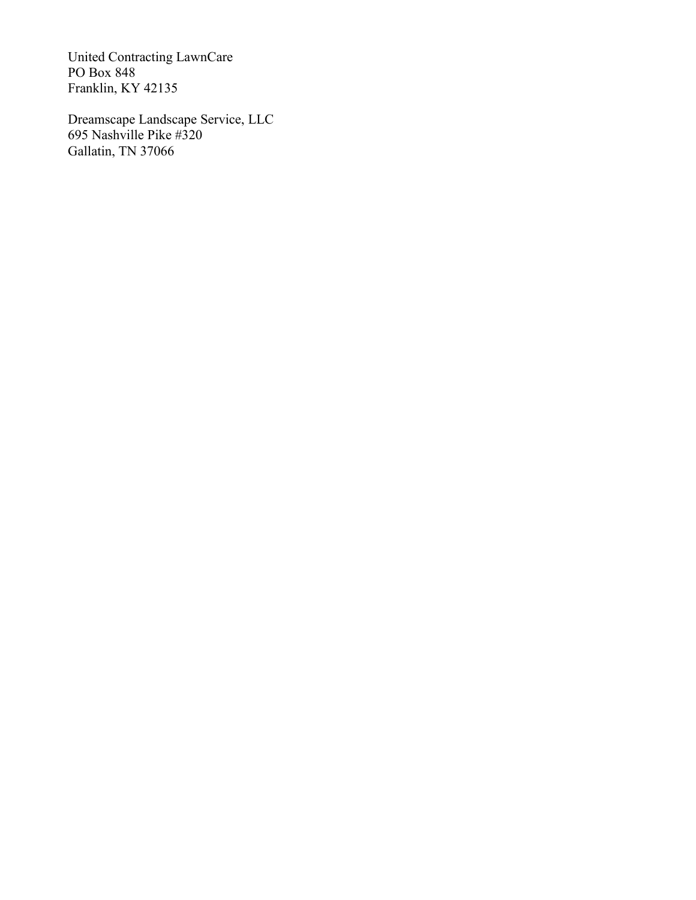United Contracting LawnCare
PO Box 848
Franklin, KY 42135

Dreamscape Landscape Service, LLC
695 Nashville Pike #320
Gallatin, TN 37066